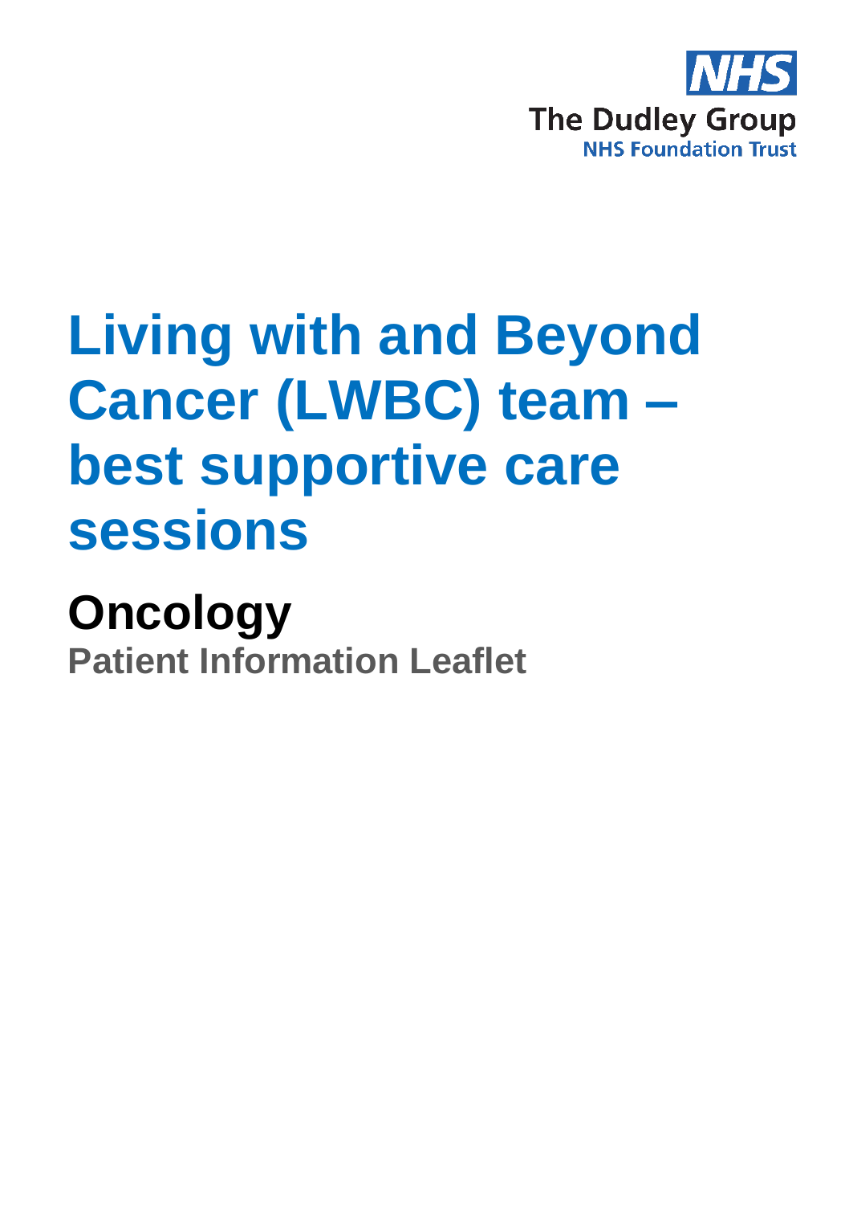NHS

The Dudley Group
NHS Foundation Trust

# Living with and Beyond Cancer (LWBC) team – best supportive care sessions

## Oncology

**Patient Information Leaflet**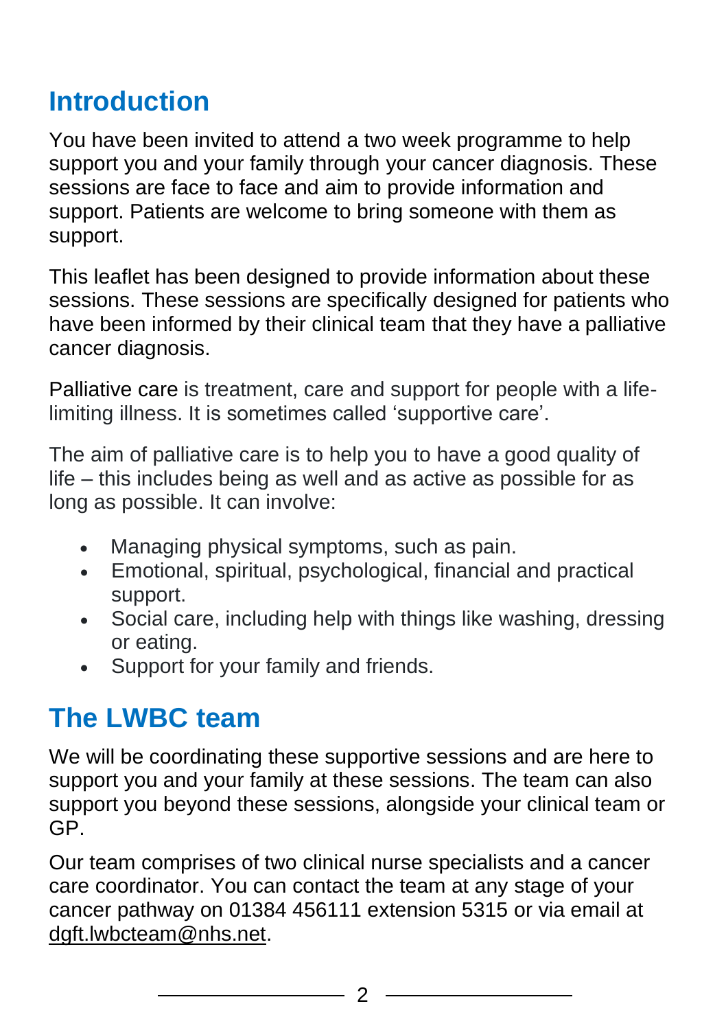## Introduction

You have been invited to attend a two week programme to help support you and your family through your cancer diagnosis. These sessions are face to face and aim to provide information and support. Patients are welcome to bring someone with them as support.

This leaflet has been designed to provide information about these sessions. These sessions are specifically designed for patients who have been informed by their clinical team that they have a palliative cancer diagnosis.

Palliative care is treatment, care and support for people with a life-limiting illness. It is sometimes called 'supportive care'.

The aim of palliative care is to help you to have a good quality of life – this includes being as well and as active as possible for as long as possible. It can involve:

- Managing physical symptoms, such as pain.
- Emotional, spiritual, psychological, financial and practical support.
- Social care, including help with things like washing, dressing or eating.
- Support for your family and friends.

## The LWBC team

We will be coordinating these supportive sessions and are here to support you and your family at these sessions. The team can also support you beyond these sessions, alongside your clinical team or GP.

Our team comprises of two clinical nurse specialists and a cancer care coordinator. You can contact the team at any stage of your cancer pathway on 01384 456111 extension 5315 or via email at dgft.lwbcteam@nhs.net.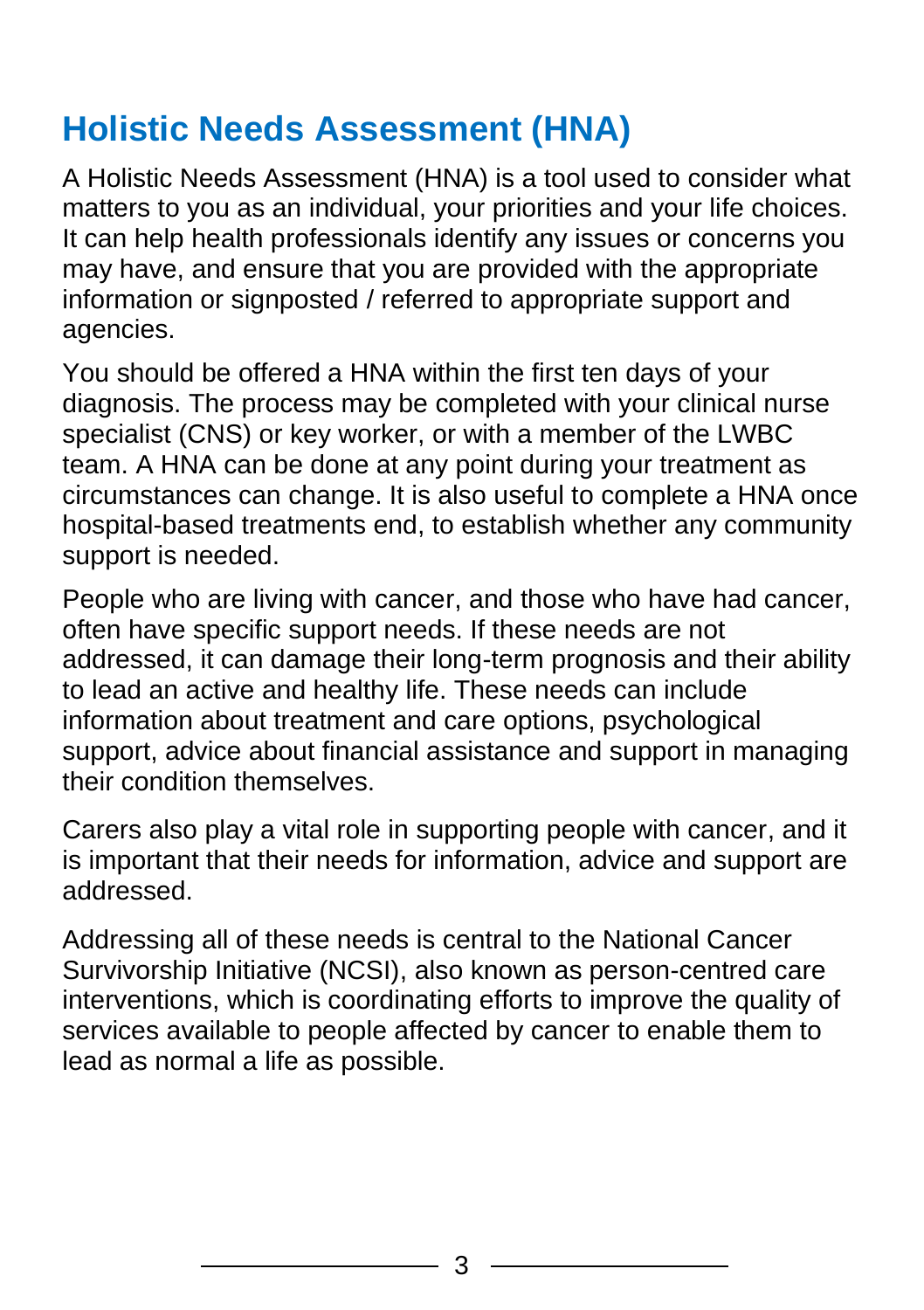## Holistic Needs Assessment (HNA)

A Holistic Needs Assessment (HNA) is a tool used to consider what matters to you as an individual, your priorities and your life choices. It can help health professionals identify any issues or concerns you may have, and ensure that you are provided with the appropriate information or signposted / referred to appropriate support and agencies.

You should be offered a HNA within the first ten days of your diagnosis. The process may be completed with your clinical nurse specialist (CNS) or key worker, or with a member of the LWBC team. A HNA can be done at any point during your treatment as circumstances can change. It is also useful to complete a HNA once hospital-based treatments end, to establish whether any community support is needed.

People who are living with cancer, and those who have had cancer, often have specific support needs. If these needs are not addressed, it can damage their long-term prognosis and their ability to lead an active and healthy life. These needs can include information about treatment and care options, psychological support, advice about financial assistance and support in managing their condition themselves.

Carers also play a vital role in supporting people with cancer, and it is important that their needs for information, advice and support are addressed.

Addressing all of these needs is central to the National Cancer Survivorship Initiative (NCSI), also known as person-centred care interventions, which is coordinating efforts to improve the quality of services available to people affected by cancer to enable them to lead as normal a life as possible.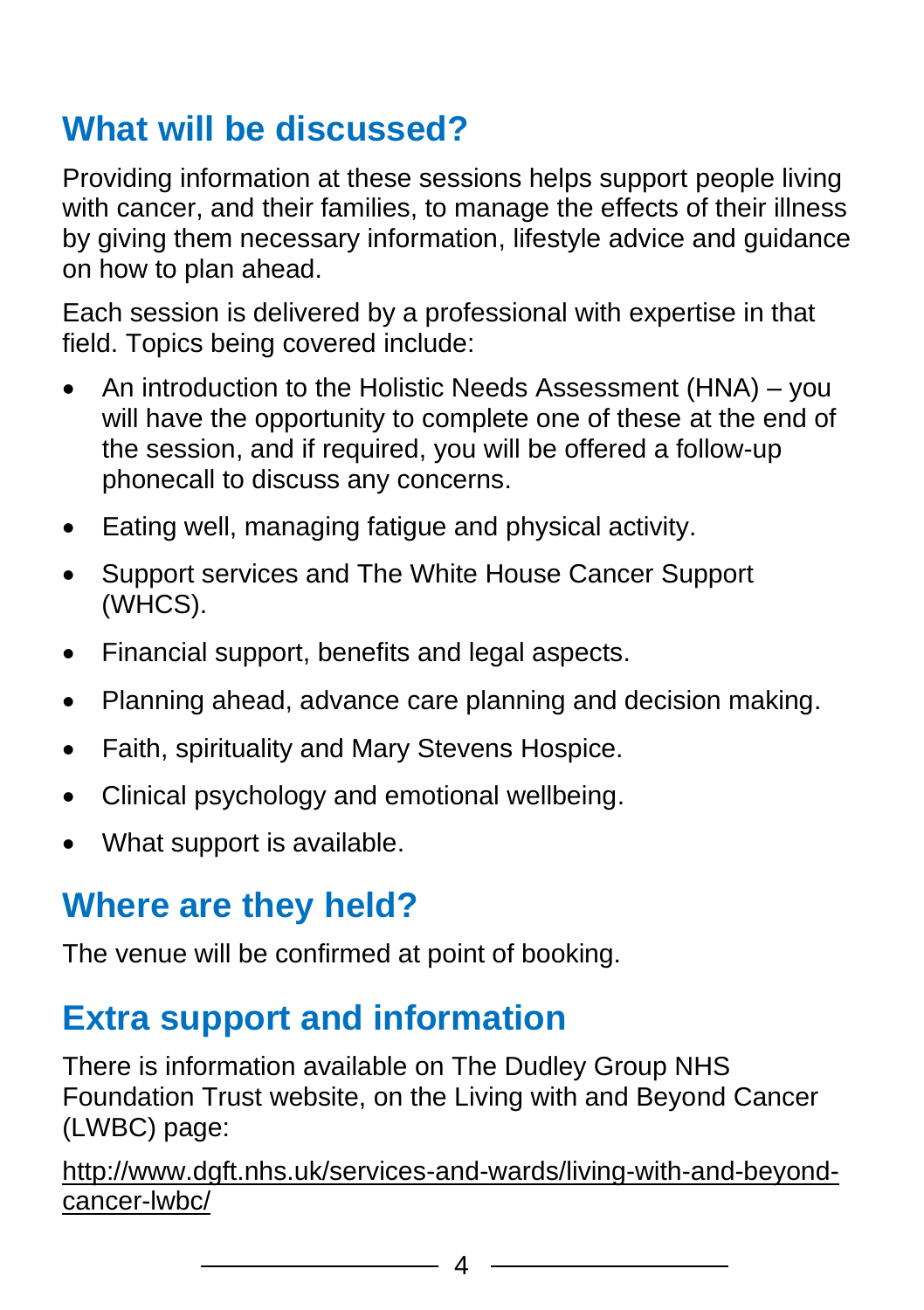## What will be discussed?

Providing information at these sessions helps support people living with cancer, and their families, to manage the effects of their illness by giving them necessary information, lifestyle advice and guidance on how to plan ahead.

Each session is delivered by a professional with expertise in that field. Topics being covered include:

- An introduction to the Holistic Needs Assessment (HNA) – you will have the opportunity to complete one of these at the end of the session, and if required, you will be offered a follow-up phonecall to discuss any concerns.
- Eating well, managing fatigue and physical activity.
- Support services and The White House Cancer Support (WHCS).
- Financial support, benefits and legal aspects.
- Planning ahead, advance care planning and decision making.
- Faith, spirituality and Mary Stevens Hospice.
- Clinical psychology and emotional wellbeing.
- What support is available.

## Where are they held?

The venue will be confirmed at point of booking.

## Extra support and information

There is information available on The Dudley Group NHS Foundation Trust website, on the Living with and Beyond Cancer (LWBC) page:

http://www.dgft.nhs.uk/services-and-wards/living-with-and-beyond-cancer-lwbc/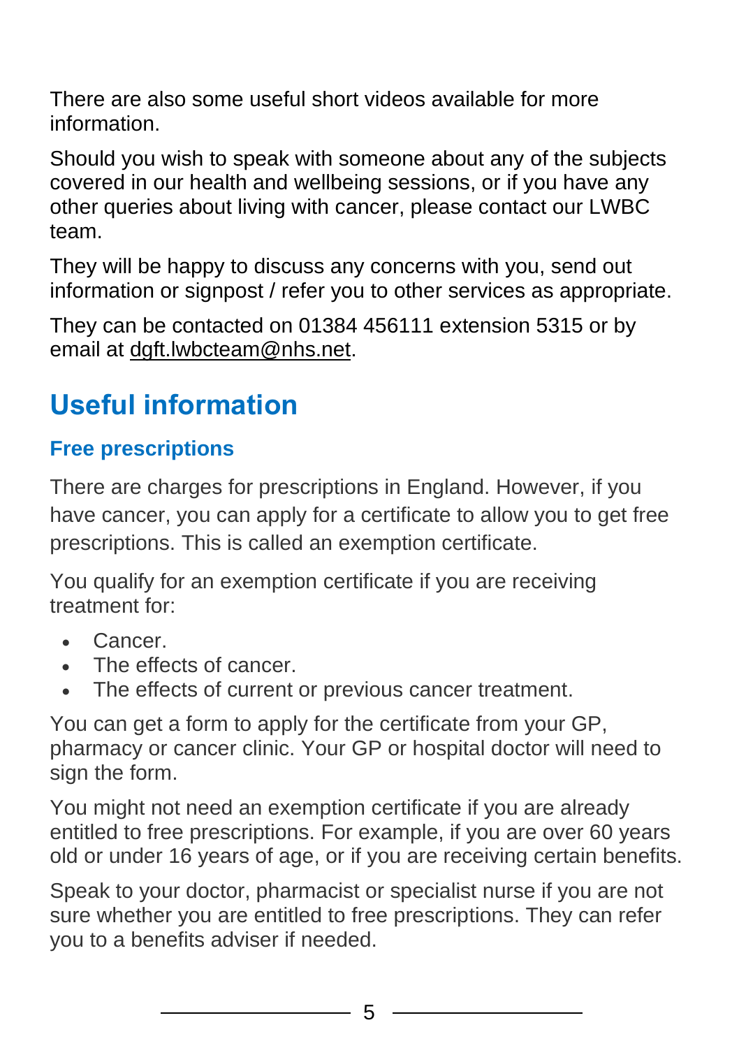There are also some useful short videos available for more information.

Should you wish to speak with someone about any of the subjects covered in our health and wellbeing sessions, or if you have any other queries about living with cancer, please contact our LWBC team.

They will be happy to discuss any concerns with you, send out information or signpost / refer you to other services as appropriate.

They can be contacted on 01384 456111 extension 5315 or by email at dgft.lwbcteam@nhs.net.

## Useful information

### Free prescriptions

There are charges for prescriptions in England. However, if you have cancer, you can apply for a certificate to allow you to get free prescriptions. This is called an exemption certificate.

You qualify for an exemption certificate if you are receiving treatment for:

- Cancer.
- The effects of cancer.
- The effects of current or previous cancer treatment.

You can get a form to apply for the certificate from your GP, pharmacy or cancer clinic. Your GP or hospital doctor will need to sign the form.

You might not need an exemption certificate if you are already entitled to free prescriptions. For example, if you are over 60 years old or under 16 years of age, or if you are receiving certain benefits.

Speak to your doctor, pharmacist or specialist nurse if you are not sure whether you are entitled to free prescriptions. They can refer you to a benefits adviser if needed.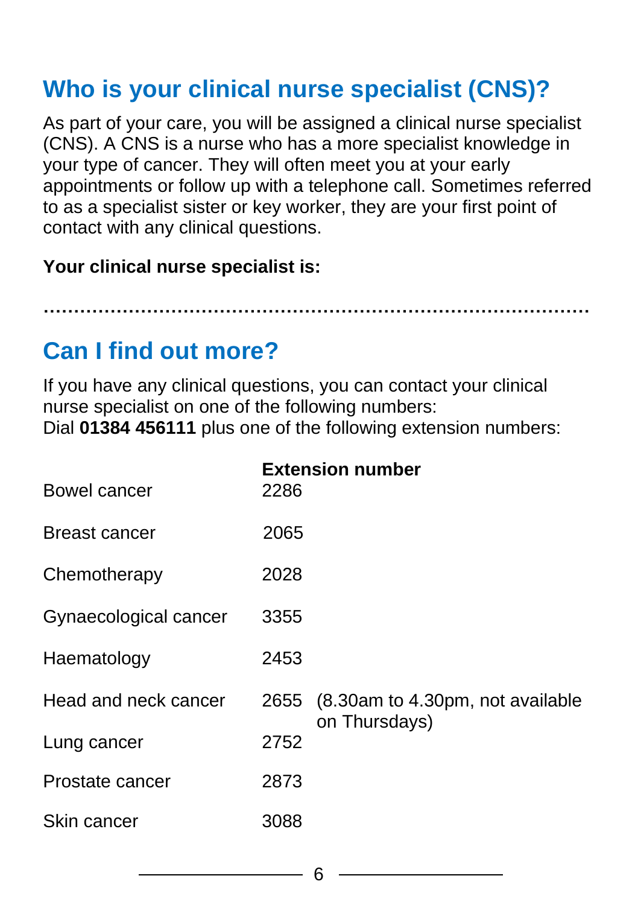## Who is your clinical nurse specialist (CNS)?

As part of your care, you will be assigned a clinical nurse specialist (CNS). A CNS is a nurse who has a more specialist knowledge in your type of cancer. They will often meet you at your early appointments or follow up with a telephone call. Sometimes referred to as a specialist sister or key worker, they are your first point of contact with any clinical questions.

**Your clinical nurse specialist is:**

…………………………………………………………………………………

## Can I find out more?

If you have any clinical questions, you can contact your clinical nurse specialist on one of the following numbers:
Dial **01384 456111** plus one of the following extension numbers:

| | **Extension number** | |
|---|---|---|
| Bowel cancer | 2286 | |
| Breast cancer | 2065 | |
| Chemotherapy | 2028 | |
| Gynaecological cancer | 3355 | |
| Haematology | 2453 | |
| Head and neck cancer | 2655 | (8.30am to 4.30pm, not available on Thursdays) |
| Lung cancer | 2752 | |
| Prostate cancer | 2873 | |
| Skin cancer | 3088 | |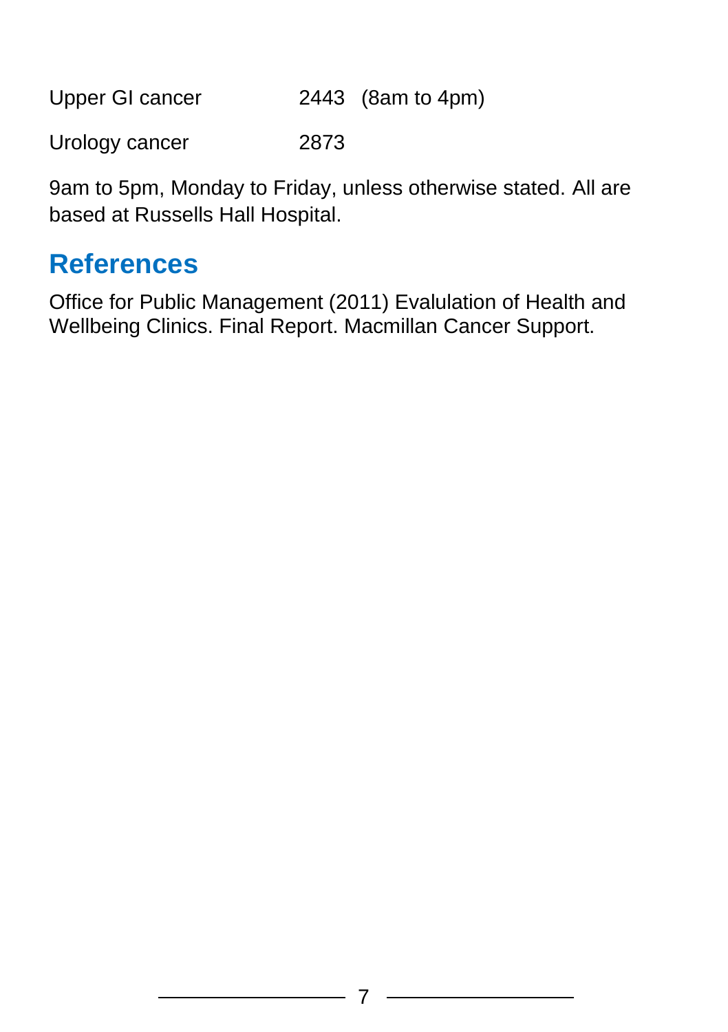| | |
|---|---|
| Upper GI cancer | 2443 (8am to 4pm) |
| Urology cancer | 2873 |

9am to 5pm, Monday to Friday, unless otherwise stated. All are based at Russells Hall Hospital.

## References

Office for Public Management (2011) Evalulation of Health and Wellbeing Clinics. Final Report. Macmillan Cancer Support.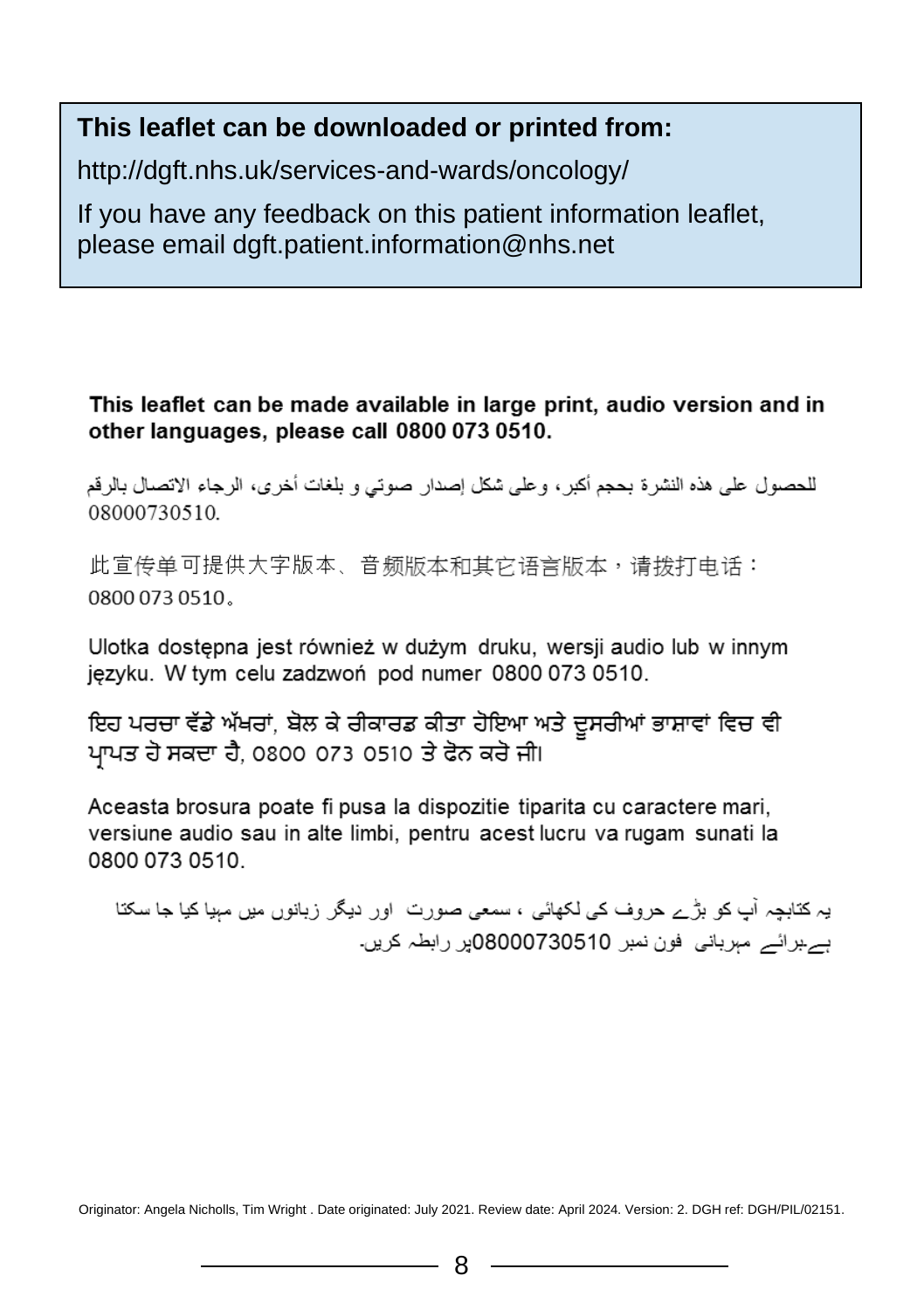**This leaflet can be downloaded or printed from:**

http://dgft.nhs.uk/services-and-wards/oncology/

If you have any feedback on this patient information leaflet, please email dgft.patient.information@nhs.net

**This leaflet can be made available in large print, audio version and in other languages, please call 0800 073 0510.**

للحصول على هذه النشرة بحجم أكبر، وعلى شكل إصدار صوتي و بلغات أخرى، الرجاء الاتصال بالرقم 08000730510.

此宣传单可提供大字版本、音频版本和其它语言版本，请拨打电话：0800 073 0510。

Ulotka dostępna jest również w dużym druku, wersji audio lub w innym języku. W tym celu zadzwoń pod numer 0800 073 0510.

ਇਹ ਪਰਚਾ ਵੱਡੇ ਅੱਖਰਾਂ, ਬੋਲ ਕੇ ਰੀਕਾਰਡ ਕੀਤਾ ਹੋਇਆ ਅਤੇ ਦੂਸਰੀਆਂ ਭਾਸ਼ਾਵਾਂ ਵਿਚ ਵੀ ਪ੍ਰਾਪਤ ਹੋ ਸਕਦਾ ਹੈ, 0800 073 0510 ਤੇ ਫੋਨ ਕਰੋ ਜੀ।

Aceasta brosura poate fi pusa la dispozitie tiparita cu caractere mari, versiune audio sau in alte limbi, pentru acest lucru va rugam sunati la 0800 073 0510.

یہ کتابچہ آپ کو بڑے حروف کی لکھائی ، سمعی صورت اور دیگر زبانوں میں مہیا کیا جا سکتا ہے-برائے مہربانی فون نمبر 08000730510پر رابطہ کریں-

Originator: Angela Nicholls, Tim Wright . Date originated: July 2021. Review date: April 2024. Version: 2. DGH ref: DGH/PIL/02151.